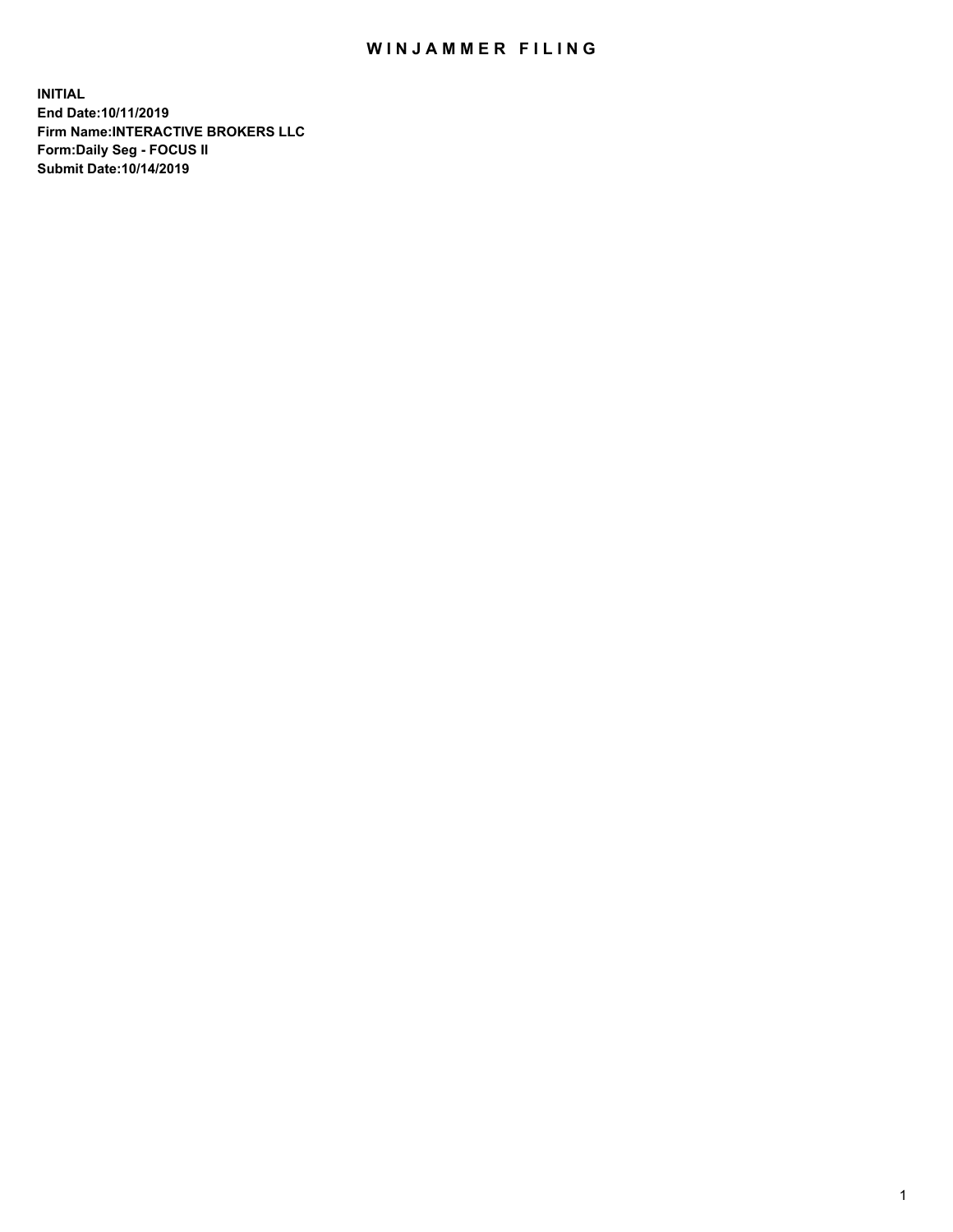# WINJAMMER FILING

**INITIAL**
**End Date:10/11/2019**
**Firm Name:INTERACTIVE BROKERS LLC**
**Form:Daily Seg - FOCUS II**
**Submit Date:10/14/2019**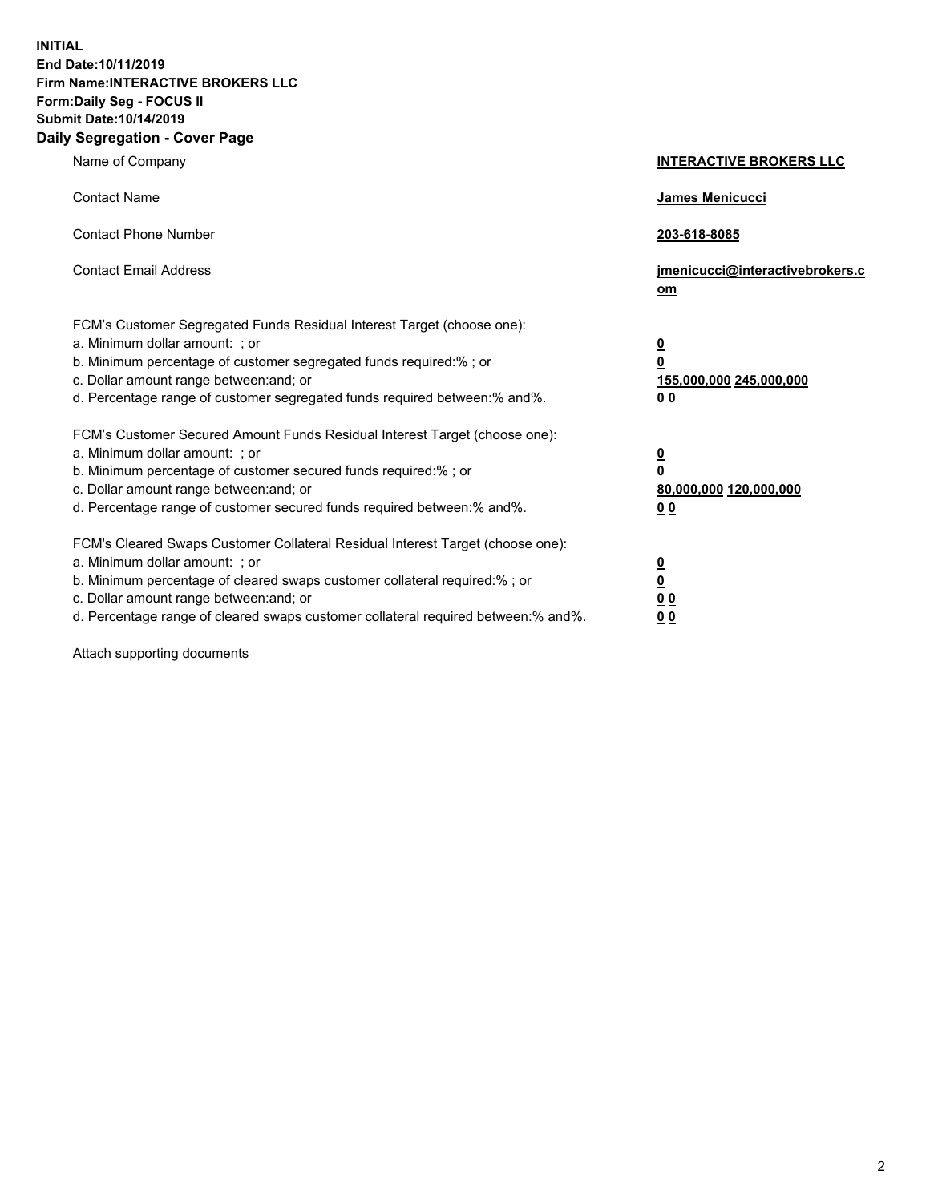**INITIAL**
**End Date:10/11/2019**
**Firm Name:INTERACTIVE BROKERS LLC**
**Form:Daily Seg - FOCUS II**
**Submit Date:10/14/2019**
**Daily Segregation - Cover Page**

| | |
|---|---|
| Name of Company | **INTERACTIVE BROKERS LLC** |
| Contact Name | **James Menicucci** |
| Contact Phone Number | **203-618-8085** |
| Contact Email Address | **jmenicucci@interactivebrokers.com** |
| FCM's Customer Segregated Funds Residual Interest Target (choose one): | |
| a. Minimum dollar amount: ; or | **0** |
| b. Minimum percentage of customer segregated funds required:% ; or | **0** |
| c. Dollar amount range between:and; or | **155,000,000 245,000,000** |
| d. Percentage range of customer segregated funds required between:% and%. | **0 0** |
| FCM's Customer Secured Amount Funds Residual Interest Target (choose one): | |
| a. Minimum dollar amount: ; or | **0** |
| b. Minimum percentage of customer secured funds required:% ; or | **0** |
| c. Dollar amount range between:and; or | **80,000,000 120,000,000** |
| d. Percentage range of customer secured funds required between:% and%. | **0 0** |
| FCM's Cleared Swaps Customer Collateral Residual Interest Target (choose one): | |
| a. Minimum dollar amount: ; or | **0** |
| b. Minimum percentage of cleared swaps customer collateral required:% ; or | **0** |
| c. Dollar amount range between:and; or | **0 0** |
| d. Percentage range of cleared swaps customer collateral required between:% and%. | **0 0** |

Attach supporting documents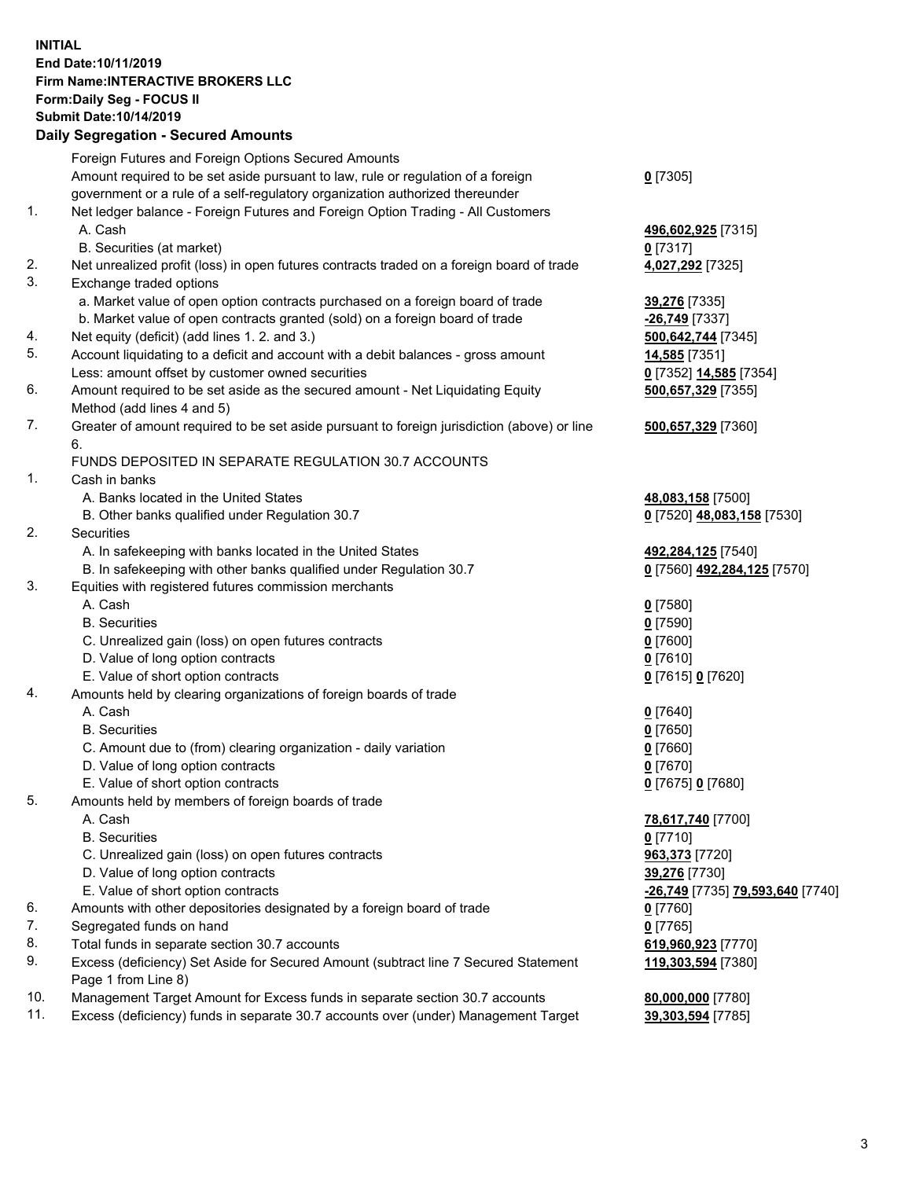**INITIAL**
**End Date:10/11/2019**
**Firm Name:INTERACTIVE BROKERS LLC**
**Form:Daily Seg - FOCUS II**
**Submit Date:10/14/2019**

## Daily Segregation - Secured Amounts

| | | |
|---|---|---|
| | Foreign Futures and Foreign Options Secured Amounts | |
| | Amount required to be set aside pursuant to law, rule or regulation of a foreign government or a rule of a self-regulatory organization authorized thereunder | **0** [7305] |
| 1. | Net ledger balance - Foreign Futures and Foreign Option Trading - All Customers | |
| | A. Cash | **496,602,925** [7315] |
| | B. Securities (at market) | **0** [7317] |
| 2. | Net unrealized profit (loss) in open futures contracts traded on a foreign board of trade | **4,027,292** [7325] |
| 3. | Exchange traded options | |
| | a. Market value of open option contracts purchased on a foreign board of trade | **39,276** [7335] |
| | b. Market value of open contracts granted (sold) on a foreign board of trade | **-26,749** [7337] |
| 4. | Net equity (deficit) (add lines 1. 2. and 3.) | **500,642,744** [7345] |
| 5. | Account liquidating to a deficit and account with a debit balances - gross amount | **14,585** [7351] |
| | Less: amount offset by customer owned securities | **0** [7352] **14,585** [7354] |
| 6. | Amount required to be set aside as the secured amount - Net Liquidating Equity Method (add lines 4 and 5) | **500,657,329** [7355] |
| 7. | Greater of amount required to be set aside pursuant to foreign jurisdiction (above) or line 6. | **500,657,329** [7360] |
| | FUNDS DEPOSITED IN SEPARATE REGULATION 30.7 ACCOUNTS | |
| 1. | Cash in banks | |
| | A. Banks located in the United States | **48,083,158** [7500] |
| | B. Other banks qualified under Regulation 30.7 | **0** [7520] **48,083,158** [7530] |
| 2. | Securities | |
| | A. In safekeeping with banks located in the United States | **492,284,125** [7540] |
| | B. In safekeeping with other banks qualified under Regulation 30.7 | **0** [7560] **492,284,125** [7570] |
| 3. | Equities with registered futures commission merchants | |
| | A. Cash | **0** [7580] |
| | B. Securities | **0** [7590] |
| | C. Unrealized gain (loss) on open futures contracts | **0** [7600] |
| | D. Value of long option contracts | **0** [7610] |
| | E. Value of short option contracts | **0** [7615] **0** [7620] |
| 4. | Amounts held by clearing organizations of foreign boards of trade | |
| | A. Cash | **0** [7640] |
| | B. Securities | **0** [7650] |
| | C. Amount due to (from) clearing organization - daily variation | **0** [7660] |
| | D. Value of long option contracts | **0** [7670] |
| | E. Value of short option contracts | **0** [7675] **0** [7680] |
| 5. | Amounts held by members of foreign boards of trade | |
| | A. Cash | **78,617,740** [7700] |
| | B. Securities | **0** [7710] |
| | C. Unrealized gain (loss) on open futures contracts | **963,373** [7720] |
| | D. Value of long option contracts | **39,276** [7730] |
| | E. Value of short option contracts | **-26,749** [7735] **79,593,640** [7740] |
| 6. | Amounts with other depositories designated by a foreign board of trade | **0** [7760] |
| 7. | Segregated funds on hand | **0** [7765] |
| 8. | Total funds in separate section 30.7 accounts | **619,960,923** [7770] |
| 9. | Excess (deficiency) Set Aside for Secured Amount (subtract line 7 Secured Statement Page 1 from Line 8) | **119,303,594** [7380] |
| 10. | Management Target Amount for Excess funds in separate section 30.7 accounts | **80,000,000** [7780] |
| 11. | Excess (deficiency) funds in separate 30.7 accounts over (under) Management Target | **39,303,594** [7785] |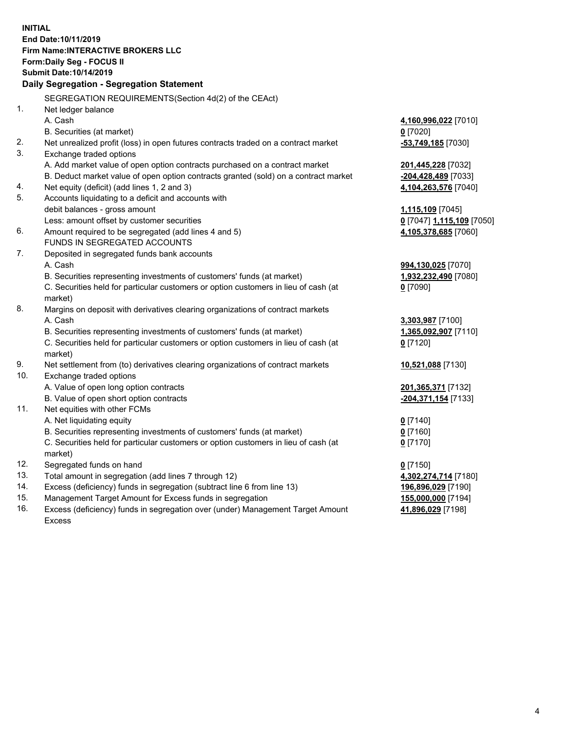**INITIAL**
**End Date:10/11/2019**
**Firm Name:INTERACTIVE BROKERS LLC**
**Form:Daily Seg - FOCUS II**
**Submit Date:10/14/2019**

**Daily Segregation - Segregation Statement**

| | | |
|---|---|---|
| | SEGREGATION REQUIREMENTS(Section 4d(2) of the CEAct) | |
| 1. | Net ledger balance | |
| | A. Cash | **4,160,996,022** [7010] |
| | B. Securities (at market) | **0** [7020] |
| 2. | Net unrealized profit (loss) in open futures contracts traded on a contract market | **-53,749,185** [7030] |
| 3. | Exchange traded options | |
| | A. Add market value of open option contracts purchased on a contract market | **201,445,228** [7032] |
| | B. Deduct market value of open option contracts granted (sold) on a contract market | **-204,428,489** [7033] |
| 4. | Net equity (deficit) (add lines 1, 2 and 3) | **4,104,263,576** [7040] |
| 5. | Accounts liquidating to a deficit and accounts with | |
| | debit balances - gross amount | **1,115,109** [7045] |
| | Less: amount offset by customer securities | **0** [7047] **1,115,109** [7050] |
| 6. | Amount required to be segregated (add lines 4 and 5) | **4,105,378,685** [7060] |
| | FUNDS IN SEGREGATED ACCOUNTS | |
| 7. | Deposited in segregated funds bank accounts | |
| | A. Cash | **994,130,025** [7070] |
| | B. Securities representing investments of customers' funds (at market) | **1,932,232,490** [7080] |
| | C. Securities held for particular customers or option customers in lieu of cash (at market) | **0** [7090] |
| 8. | Margins on deposit with derivatives clearing organizations of contract markets | |
| | A. Cash | **3,303,987** [7100] |
| | B. Securities representing investments of customers' funds (at market) | **1,365,092,907** [7110] |
| | C. Securities held for particular customers or option customers in lieu of cash (at market) | **0** [7120] |
| 9. | Net settlement from (to) derivatives clearing organizations of contract markets | **10,521,088** [7130] |
| 10. | Exchange traded options | |
| | A. Value of open long option contracts | **201,365,371** [7132] |
| | B. Value of open short option contracts | **-204,371,154** [7133] |
| 11. | Net equities with other FCMs | |
| | A. Net liquidating equity | **0** [7140] |
| | B. Securities representing investments of customers' funds (at market) | **0** [7160] |
| | C. Securities held for particular customers or option customers in lieu of cash (at market) | **0** [7170] |
| 12. | Segregated funds on hand | **0** [7150] |
| 13. | Total amount in segregation (add lines 7 through 12) | **4,302,274,714** [7180] |
| 14. | Excess (deficiency) funds in segregation (subtract line 6 from line 13) | **196,896,029** [7190] |
| 15. | Management Target Amount for Excess funds in segregation | **155,000,000** [7194] |
| 16. | Excess (deficiency) funds in segregation over (under) Management Target Amount Excess | **41,896,029** [7198] |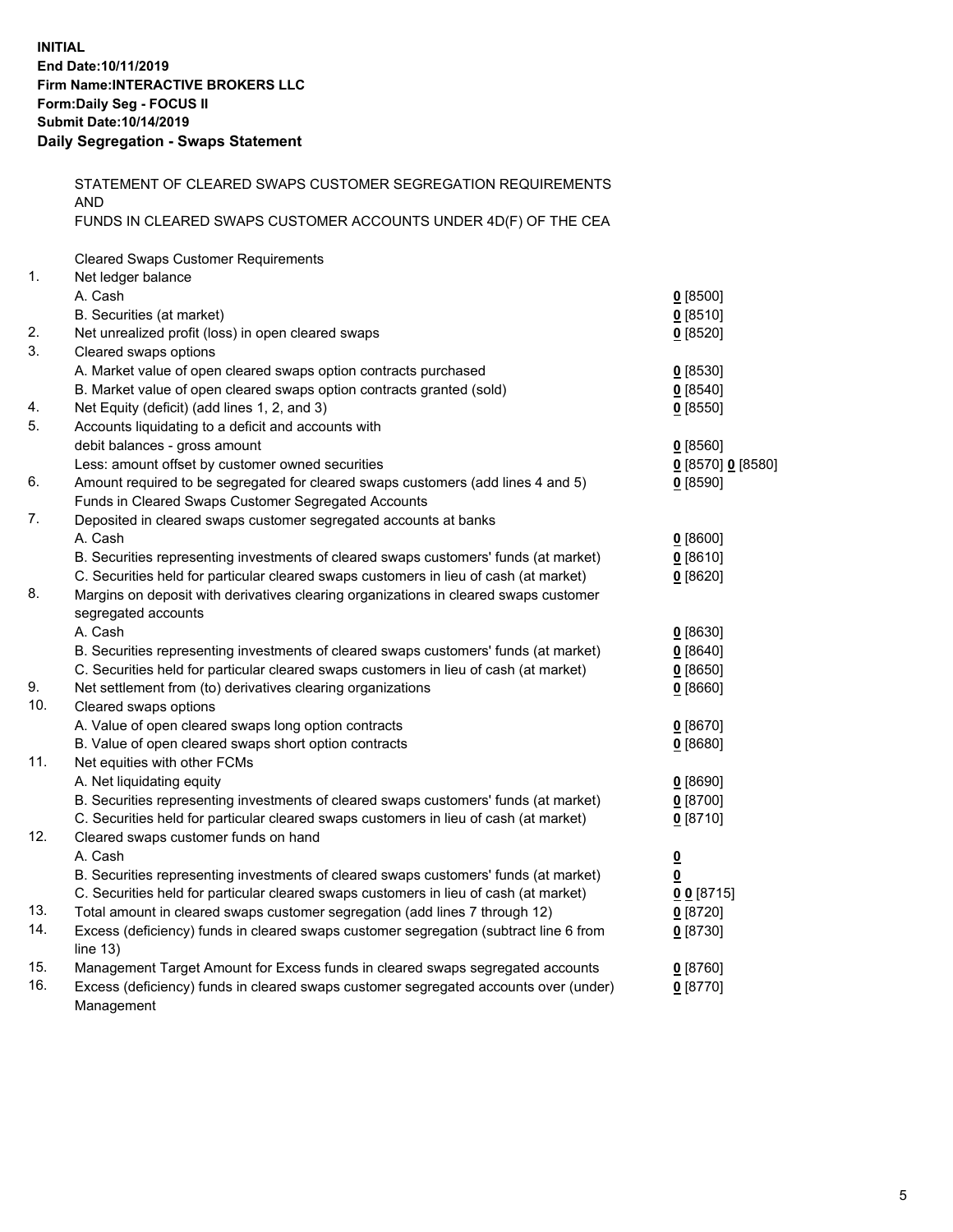**INITIAL**
**End Date:10/11/2019**
**Firm Name:INTERACTIVE BROKERS LLC**
**Form:Daily Seg - FOCUS II**
**Submit Date:10/14/2019**
**Daily Segregation - Swaps Statement**

STATEMENT OF CLEARED SWAPS CUSTOMER SEGREGATION REQUIREMENTS AND FUNDS IN CLEARED SWAPS CUSTOMER ACCOUNTS UNDER 4D(F) OF THE CEA

| | | |
|---|---|---|
| | Cleared Swaps Customer Requirements | |
| 1. | Net ledger balance | |
| | A. Cash | 0 [8500] |
| | B. Securities (at market) | 0 [8510] |
| 2. | Net unrealized profit (loss) in open cleared swaps | 0 [8520] |
| 3. | Cleared swaps options | |
| | A. Market value of open cleared swaps option contracts purchased | 0 [8530] |
| | B. Market value of open cleared swaps option contracts granted (sold) | 0 [8540] |
| 4. | Net Equity (deficit) (add lines 1, 2, and 3) | 0 [8550] |
| 5. | Accounts liquidating to a deficit and accounts with debit balances - gross amount | 0 [8560] |
| | Less: amount offset by customer owned securities | 0 [8570] 0 [8580] |
| 6. | Amount required to be segregated for cleared swaps customers (add lines 4 and 5) | 0 [8590] |
| | Funds in Cleared Swaps Customer Segregated Accounts | |
| 7. | Deposited in cleared swaps customer segregated accounts at banks | |
| | A. Cash | 0 [8600] |
| | B. Securities representing investments of cleared swaps customers' funds (at market) | 0 [8610] |
| | C. Securities held for particular cleared swaps customers in lieu of cash (at market) | 0 [8620] |
| 8. | Margins on deposit with derivatives clearing organizations in cleared swaps customer segregated accounts | |
| | A. Cash | 0 [8630] |
| | B. Securities representing investments of cleared swaps customers' funds (at market) | 0 [8640] |
| | C. Securities held for particular cleared swaps customers in lieu of cash (at market) | 0 [8650] |
| 9. | Net settlement from (to) derivatives clearing organizations | 0 [8660] |
| 10. | Cleared swaps options | |
| | A. Value of open cleared swaps long option contracts | 0 [8670] |
| | B. Value of open cleared swaps short option contracts | 0 [8680] |
| 11. | Net equities with other FCMs | |
| | A. Net liquidating equity | 0 [8690] |
| | B. Securities representing investments of cleared swaps customers' funds (at market) | 0 [8700] |
| | C. Securities held for particular cleared swaps customers in lieu of cash (at market) | 0 [8710] |
| 12. | Cleared swaps customer funds on hand | |
| | A. Cash | 0 |
| | B. Securities representing investments of cleared swaps customers' funds (at market) | 0 |
| | C. Securities held for particular cleared swaps customers in lieu of cash (at market) | 0 0 [8715] |
| 13. | Total amount in cleared swaps customer segregation (add lines 7 through 12) | 0 [8720] |
| 14. | Excess (deficiency) funds in cleared swaps customer segregation (subtract line 6 from line 13) | 0 [8730] |
| 15. | Management Target Amount for Excess funds in cleared swaps segregated accounts | 0 [8760] |
| 16. | Excess (deficiency) funds in cleared swaps customer segregated accounts over (under) Management | 0 [8770] |